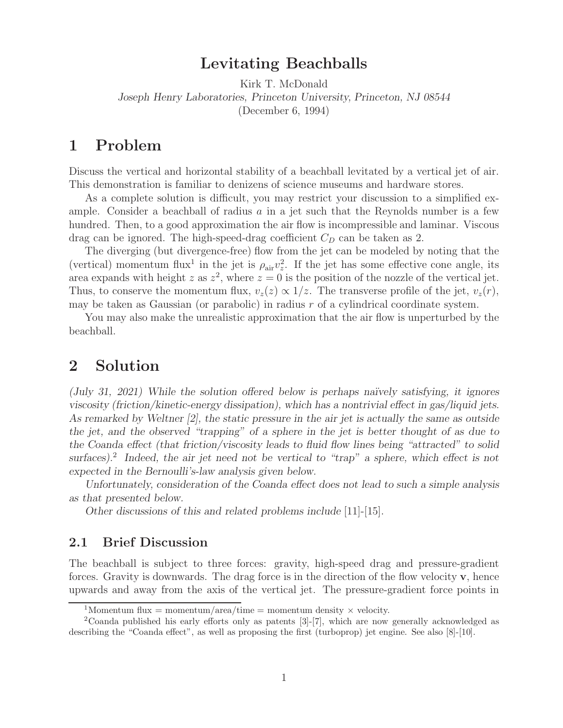# Levitating Beachballs

Kirk T. McDonald

*Joseph Henry Laboratories, Princeton University, Princeton, NJ 08544*

(December 6, 1994)

## 1 Problem

Discuss the vertical and horizontal stability of a beachball levitated by a vertical jet of air. This demonstration is familiar to denizens of science museums and hardware stores.

As a complete solution is difficult, you may restrict your discussion to a simplified example. Consider a beachball of radius $a$ in a jet such that the Reynolds number is a few hundred. Then, to a good approximation the air flow is incompressible and laminar. Viscous drag can be ignored. The high-speed-drag coefficient $C_D$ can be taken as 2.

The diverging (but divergence-free) flow from the jet can be modeled by noting that the (vertical) momentum flux[1] in the jet is $\rho_{\rm air} v_z^2$. If the jet has some effective cone angle, its area expands with height $z$ as $z^2$, where $z = 0$ is the position of the nozzle of the vertical jet. Thus, to conserve the momentum flux, $v_z(z) \propto 1/z$. The transverse profile of the jet, $v_z(r)$, may be taken as Gaussian (or parabolic) in radius $r$ of a cylindrical coordinate system.

You may also make the unrealistic approximation that the air flow is unperturbed by the beachball.

## 2 Solution

*(July 31, 2021) While the solution offered below is perhaps naïvely satisfying, it ignores viscosity (friction/kinetic-energy dissipation), which has a nontrivial effect in gas/liquid jets. As remarked by Weltner [2], the static pressure in the air jet is actually the same as outside the jet, and the observed "trapping" of a sphere in the jet is better thought of as due to the Coanda effect (that friction/viscosity leads to fluid flow lines being "attracted" to solid surfaces).[2] Indeed, the air jet need not be vertical to "trap" a sphere, which effect is not expected in the Bernoulli's-law analysis given below.*

*Unfortunately, consideration of the Coanda effect does not lead to such a simple analysis as that presented below.*

*Other discussions of this and related problems include* [11]-[15].

### 2.1 Brief Discussion

The beachball is subject to three forces: gravity, high-speed drag and pressure-gradient forces. Gravity is downwards. The drag force is in the direction of the flow velocity **v**, hence upwards and away from the axis of the vertical jet. The pressure-gradient force points in

[1] Momentum flux = momentum/area/time = momentum density × velocity.

[2] Coanda published his early efforts only as patents [3]-[7], which are now generally acknowledged as describing the "Coanda effect", as well as proposing the first (turboprop) jet engine. See also [8]-[10].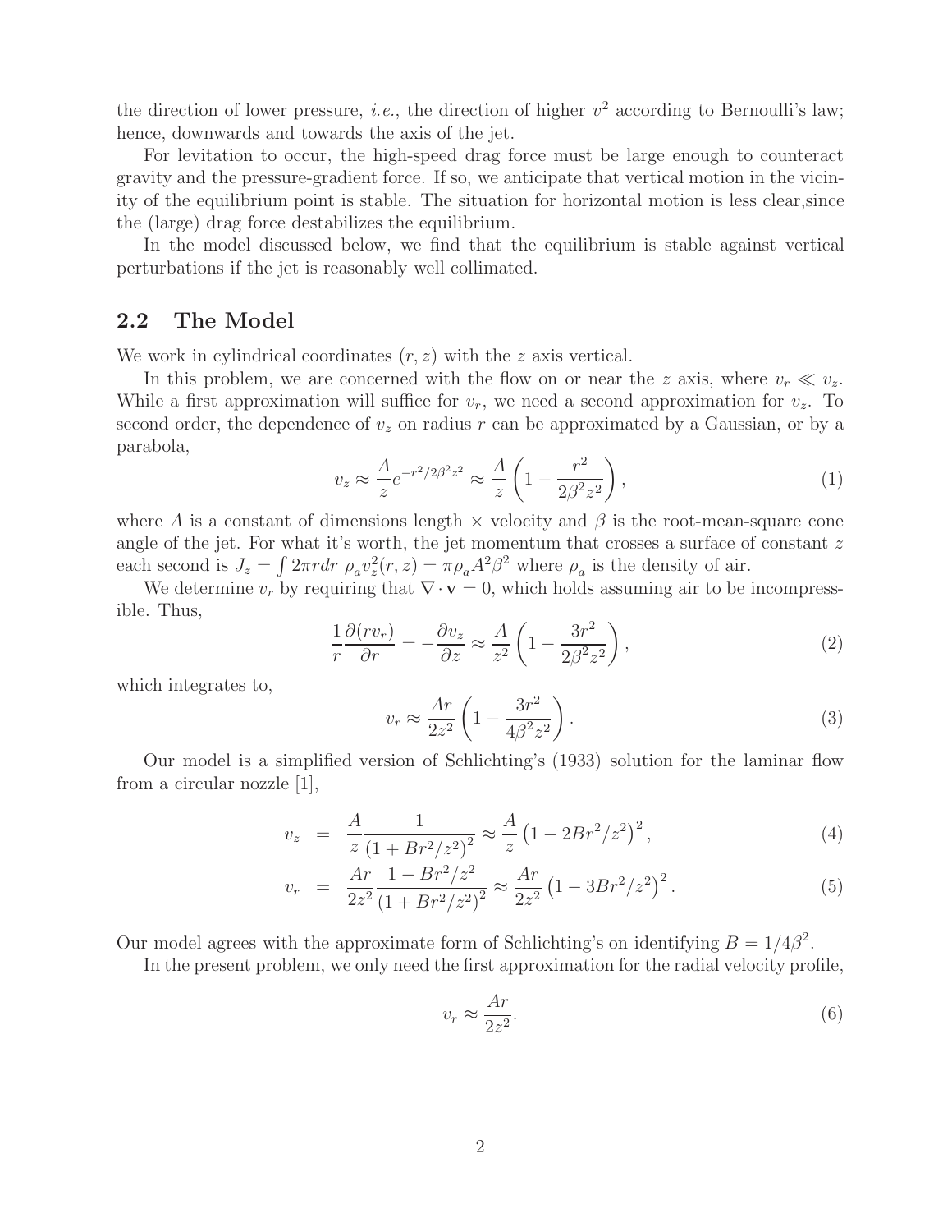the direction of lower pressure, *i.e.*, the direction of higher $v^2$ according to Bernoulli's law; hence, downwards and towards the axis of the jet.

For levitation to occur, the high-speed drag force must be large enough to counteract gravity and the pressure-gradient force. If so, we anticipate that vertical motion in the vicinity of the equilibrium point is stable. The situation for horizontal motion is less clear,since the (large) drag force destabilizes the equilibrium.

In the model discussed below, we find that the equilibrium is stable against vertical perturbations if the jet is reasonably well collimated.

## 2.2 The Model

We work in cylindrical coordinates $(r, z)$ with the $z$ axis vertical.

In this problem, we are concerned with the flow on or near the $z$ axis, where $v_r \ll v_z$. While a first approximation will suffice for $v_r$, we need a second approximation for $v_z$. To second order, the dependence of $v_z$ on radius $r$ can be approximated by a Gaussian, or by a parabola,

$$v_z \approx \frac{A}{z} e^{-r^2/2\beta^2 z^2} \approx \frac{A}{z}\left(1 - \frac{r^2}{2\beta^2 z^2}\right), \tag{1}$$

where $A$ is a constant of dimensions length × velocity and $\beta$ is the root-mean-square cone angle of the jet. For what it's worth, the jet momentum that crosses a surface of constant $z$ each second is $J_z = \int 2\pi r dr \ \rho_a v_z^2(r, z) = \pi \rho_a A^2 \beta^2$ where $\rho_a$ is the density of air.

We determine $v_r$ by requiring that $\nabla \cdot \mathbf{v} = 0$, which holds assuming air to be incompressible. Thus,

$$\frac{1}{r}\frac{\partial (r v_r)}{\partial r} = -\frac{\partial v_z}{\partial z} \approx \frac{A}{z^2}\left(1 - \frac{3r^2}{2\beta^2 z^2}\right), \tag{2}$$

which integrates to,

$$v_r \approx \frac{Ar}{2z^2}\left(1 - \frac{3r^2}{4\beta^2 z^2}\right). \tag{3}$$

Our model is a simplified version of Schlichting's (1933) solution for the laminar flow from a circular nozzle [1],

$$v_z = \frac{A}{z}\frac{1}{\left(1 + Br^2/z^2\right)^2} \approx \frac{A}{z}\left(1 - 2Br^2/z^2\right)^2, \tag{4}$$

$$v_r = \frac{Ar}{2z^2}\frac{1 - Br^2/z^2}{\left(1 + Br^2/z^2\right)^2} \approx \frac{Ar}{2z^2}\left(1 - 3Br^2/z^2\right)^2. \tag{5}$$

Our model agrees with the approximate form of Schlichting's on identifying $B = 1/4\beta^2$.

In the present problem, we only need the first approximation for the radial velocity profile,

$$v_r \approx \frac{Ar}{2z^2}. \tag{6}$$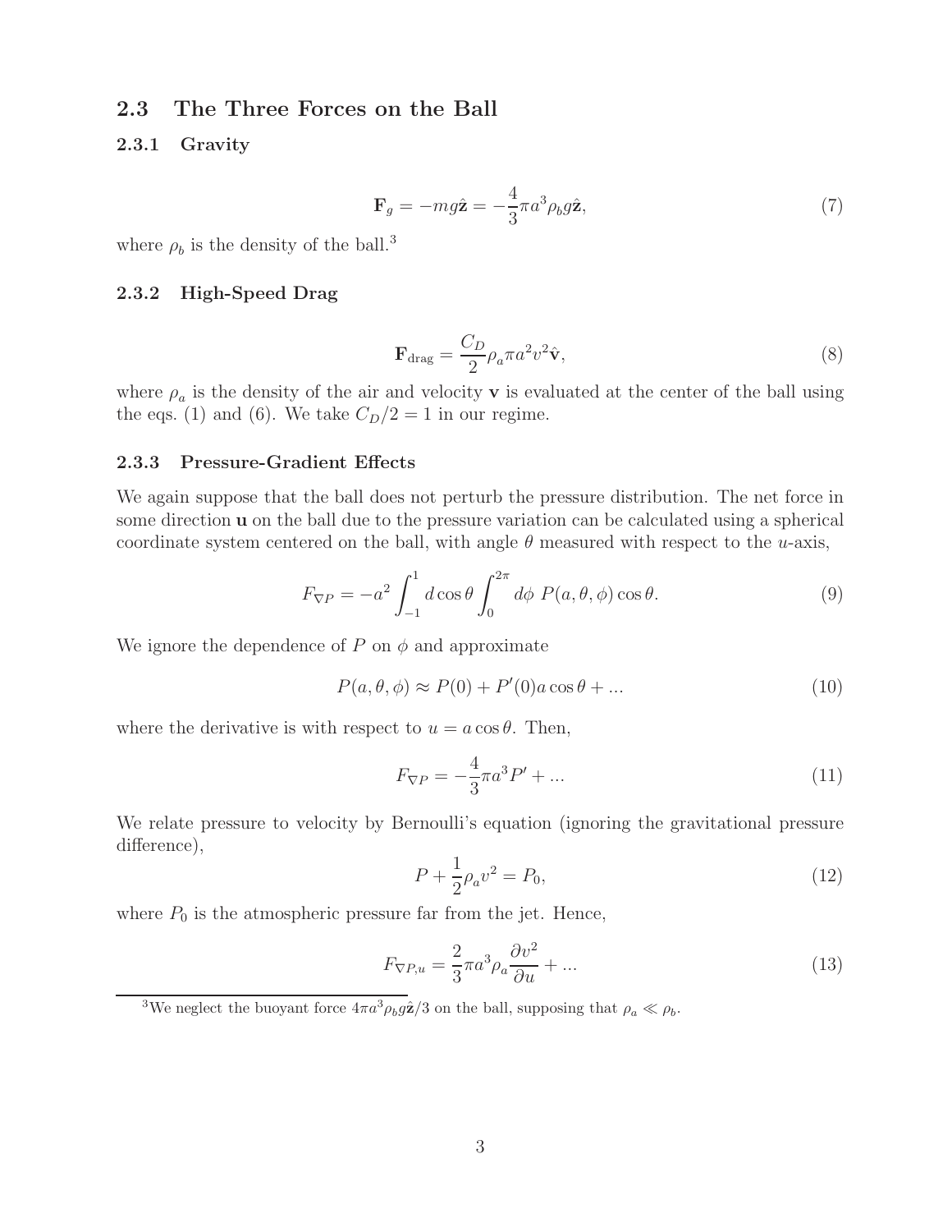## 2.3 The Three Forces on the Ball

### 2.3.1 Gravity

$$\mathbf{F}_g = -mg\hat{\mathbf{z}} = -\frac{4}{3}\pi a^3 \rho_b g \hat{\mathbf{z}}, \tag{7}$$

where $\rho_b$ is the density of the ball.[3]

### 2.3.2 High-Speed Drag

$$\mathbf{F}_{\text{drag}} = \frac{C_D}{2} \rho_a \pi a^2 v^2 \hat{\mathbf{v}}, \tag{8}$$

where $\rho_a$ is the density of the air and velocity $\mathbf{v}$ is evaluated at the center of the ball using the eqs. (1) and (6). We take $C_D/2 = 1$ in our regime.

### 2.3.3 Pressure-Gradient Effects

We again suppose that the ball does not perturb the pressure distribution. The net force in some direction $\mathbf{u}$ on the ball due to the pressure variation can be calculated using a spherical coordinate system centered on the ball, with angle $\theta$ measured with respect to the $u$-axis,

$$F_{\nabla P} = -a^2 \int_{-1}^{1} d\cos\theta \int_0^{2\pi} d\phi \; P(a, \theta, \phi) \cos\theta. \tag{9}$$

We ignore the dependence of $P$ on $\phi$ and approximate

$$P(a, \theta, \phi) \approx P(0) + P'(0) a \cos\theta + ... \tag{10}$$

where the derivative is with respect to $u = a\cos\theta$. Then,

$$F_{\nabla P} = -\frac{4}{3}\pi a^3 P' + ... \tag{11}$$

We relate pressure to velocity by Bernoulli's equation (ignoring the gravitational pressure difference),

$$P + \frac{1}{2}\rho_a v^2 = P_0, \tag{12}$$

where $P_0$ is the atmospheric pressure far from the jet. Hence,

$$F_{\nabla P, u} = \frac{2}{3}\pi a^3 \rho_a \frac{\partial v^2}{\partial u} + ... \tag{13}$$

---

[3] We neglect the buoyant force $4\pi a^3 \rho_b g \hat{\mathbf{z}}/3$ on the ball, supposing that $\rho_a \ll \rho_b$.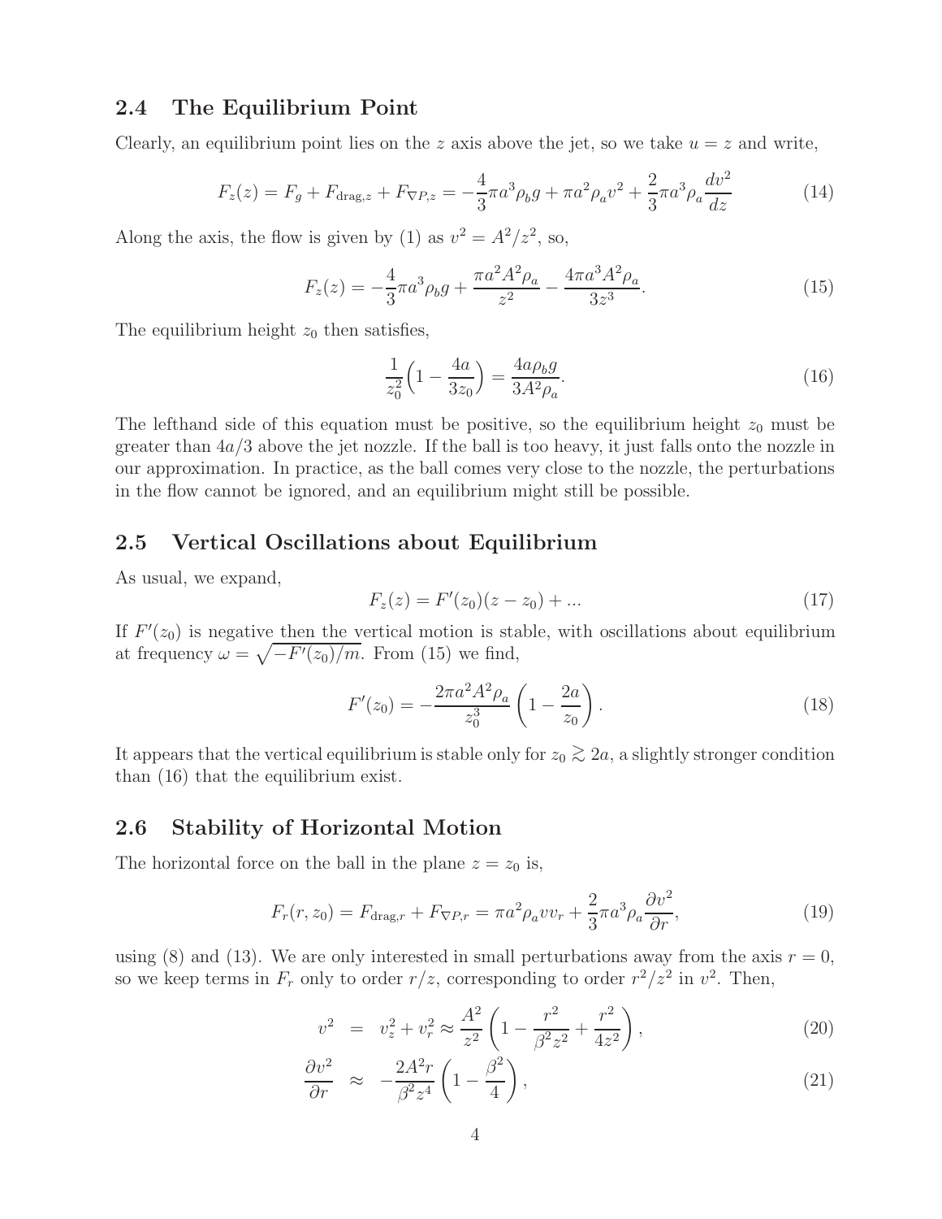## 2.4 The Equilibrium Point

Clearly, an equilibrium point lies on the $z$ axis above the jet, so we take $u = z$ and write,

$$F_z(z) = F_g + F_{\text{drag},z} + F_{\nabla P,z} = -\frac{4}{3}\pi a^3 \rho_b g + \pi a^2 \rho_a v^2 + \frac{2}{3}\pi a^3 \rho_a \frac{dv^2}{dz} \tag{14}$$

Along the axis, the flow is given by (1) as $v^2 = A^2/z^2$, so,

$$F_z(z) = -\frac{4}{3}\pi a^3 \rho_b g + \frac{\pi a^2 A^2 \rho_a}{z^2} - \frac{4\pi a^3 A^2 \rho_a}{3z^3}. \tag{15}$$

The equilibrium height $z_0$ then satisfies,

$$\frac{1}{z_0^2}\Big(1 - \frac{4a}{3z_0}\Big) = \frac{4a\rho_b g}{3A^2 \rho_a}. \tag{16}$$

The lefthand side of this equation must be positive, so the equilibrium height $z_0$ must be greater than $4a/3$ above the jet nozzle. If the ball is too heavy, it just falls onto the nozzle in our approximation. In practice, as the ball comes very close to the nozzle, the perturbations in the flow cannot be ignored, and an equilibrium might still be possible.

## 2.5 Vertical Oscillations about Equilibrium

As usual, we expand,

$$F_z(z) = F'(z_0)(z - z_0) + ... \tag{17}$$

If $F'(z_0)$ is negative then the vertical motion is stable, with oscillations about equilibrium at frequency $\omega = \sqrt{-F'(z_0)/m}$. From (15) we find,

$$F'(z_0) = -\frac{2\pi a^2 A^2 \rho_a}{z_0^3}\left(1 - \frac{2a}{z_0}\right). \tag{18}$$

It appears that the vertical equilibrium is stable only for $z_0 \gtrsim 2a$, a slightly stronger condition than (16) that the equilibrium exist.

## 2.6 Stability of Horizontal Motion

The horizontal force on the ball in the plane $z = z_0$ is,

$$F_r(r, z_0) = F_{\text{drag},r} + F_{\nabla P,r} = \pi a^2 \rho_a v v_r + \frac{2}{3}\pi a^3 \rho_a \frac{\partial v^2}{\partial r}, \tag{19}$$

using (8) and (13). We are only interested in small perturbations away from the axis $r = 0$, so we keep terms in $F_r$ only to order $r/z$, corresponding to order $r^2/z^2$ in $v^2$. Then,

$$v^2 = v_z^2 + v_r^2 \approx \frac{A^2}{z^2}\left(1 - \frac{r^2}{\beta^2 z^2} + \frac{r^2}{4z^2}\right), \tag{20}$$

$$\frac{\partial v^2}{\partial r} \approx -\frac{2A^2 r}{\beta^2 z^4}\left(1 - \frac{\beta^2}{4}\right), \tag{21}$$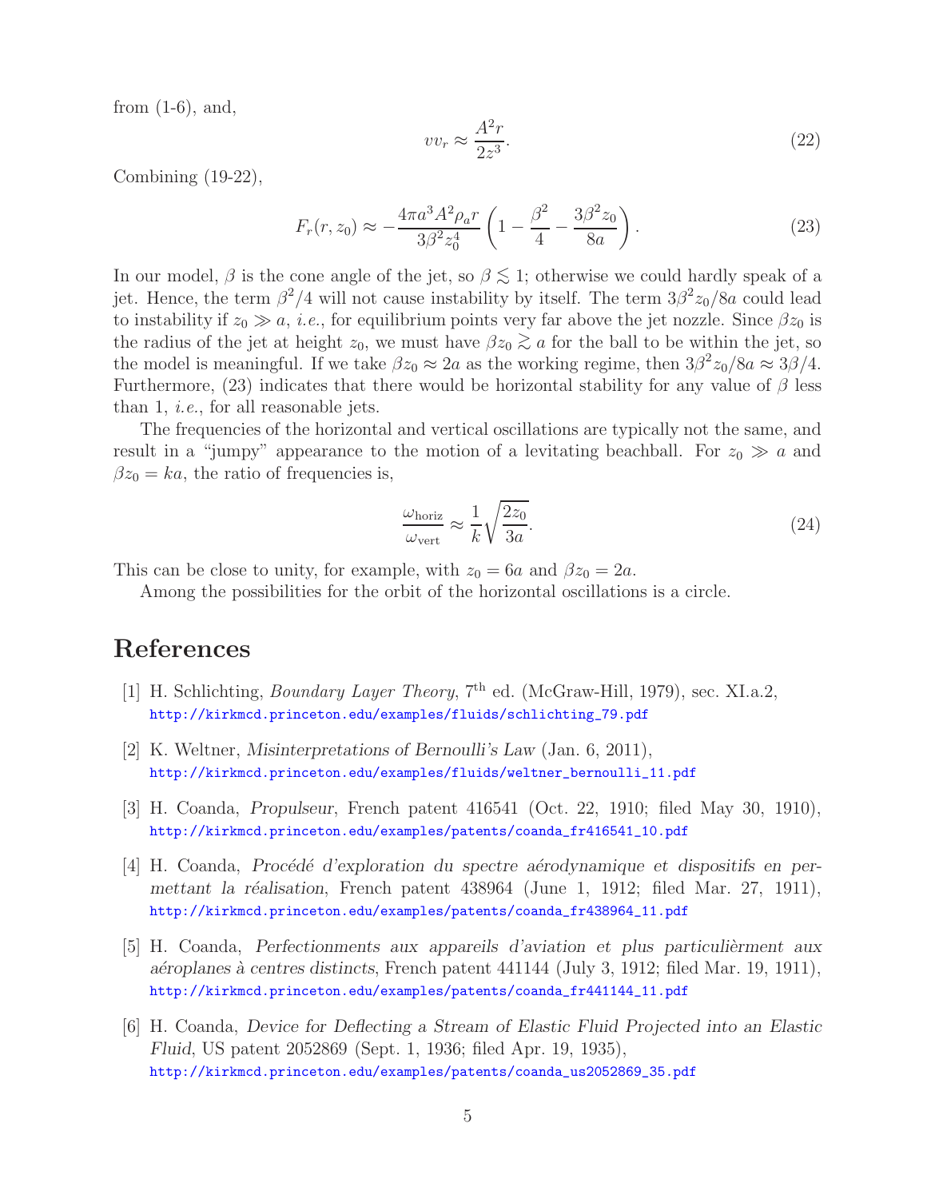from (1-6), and,

$$vv_r \approx \frac{A^2 r}{2z^3}. \tag{22}$$

Combining (19-22),

$$F_r(r, z_0) \approx -\frac{4\pi a^3 A^2 \rho_a r}{3\beta^2 z_0^4}\left(1 - \frac{\beta^2}{4} - \frac{3\beta^2 z_0}{8a}\right). \tag{23}$$

In our model, $\beta$ is the cone angle of the jet, so $\beta \lesssim 1$; otherwise we could hardly speak of a jet. Hence, the term $\beta^2/4$ will not cause instability by itself. The term $3\beta^2 z_0/8a$ could lead to instability if $z_0 \gg a$, *i.e.*, for equilibrium points very far above the jet nozzle. Since $\beta z_0$ is the radius of the jet at height $z_0$, we must have $\beta z_0 \gtrsim a$ for the ball to be within the jet, so the model is meaningful. If we take $\beta z_0 \approx 2a$ as the working regime, then $3\beta^2 z_0/8a \approx 3\beta/4$. Furthermore, (23) indicates that there would be horizontal stability for any value of $\beta$ less than 1, *i.e.*, for all reasonable jets.

The frequencies of the horizontal and vertical oscillations are typically not the same, and result in a "jumpy" appearance to the motion of a levitating beachball. For $z_0 \gg a$ and $\beta z_0 = ka$, the ratio of frequencies is,

$$\frac{\omega_{\rm horiz}}{\omega_{\rm vert}} \approx \frac{1}{k}\sqrt{\frac{2z_0}{3a}}. \tag{24}$$

This can be close to unity, for example, with $z_0 = 6a$ and $\beta z_0 = 2a$.

Among the possibilities for the orbit of the horizontal oscillations is a circle.

## References

[1] H. Schlichting, *Boundary Layer Theory*, 7th ed. (McGraw-Hill, 1979), sec. XI.a.2, http://kirkmcd.princeton.edu/examples/fluids/schlichting_79.pdf

[2] K. Weltner, *Misinterpretations of Bernoulli's Law* (Jan. 6, 2011), http://kirkmcd.princeton.edu/examples/fluids/weltner_bernoulli_11.pdf

[3] H. Coanda, *Propulseur*, French patent 416541 (Oct. 22, 1910; filed May 30, 1910), http://kirkmcd.princeton.edu/examples/patents/coanda_fr416541_10.pdf

[4] H. Coanda, *Procédé d'exploration du spectre aérodynamique et dispositifs en permettant la réalisation*, French patent 438964 (June 1, 1912; filed Mar. 27, 1911), http://kirkmcd.princeton.edu/examples/patents/coanda_fr438964_11.pdf

[5] H. Coanda, *Perfectionnements aux appareils d'aviation et plus particulièrment aux aéroplanes à centres distincts*, French patent 441144 (July 3, 1912; filed Mar. 19, 1911), http://kirkmcd.princeton.edu/examples/patents/coanda_fr441144_11.pdf

[6] H. Coanda, *Device for Deflecting a Stream of Elastic Fluid Projected into an Elastic Fluid*, US patent 2052869 (Sept. 1, 1936; filed Apr. 19, 1935), http://kirkmcd.princeton.edu/examples/patents/coanda_us2052869_35.pdf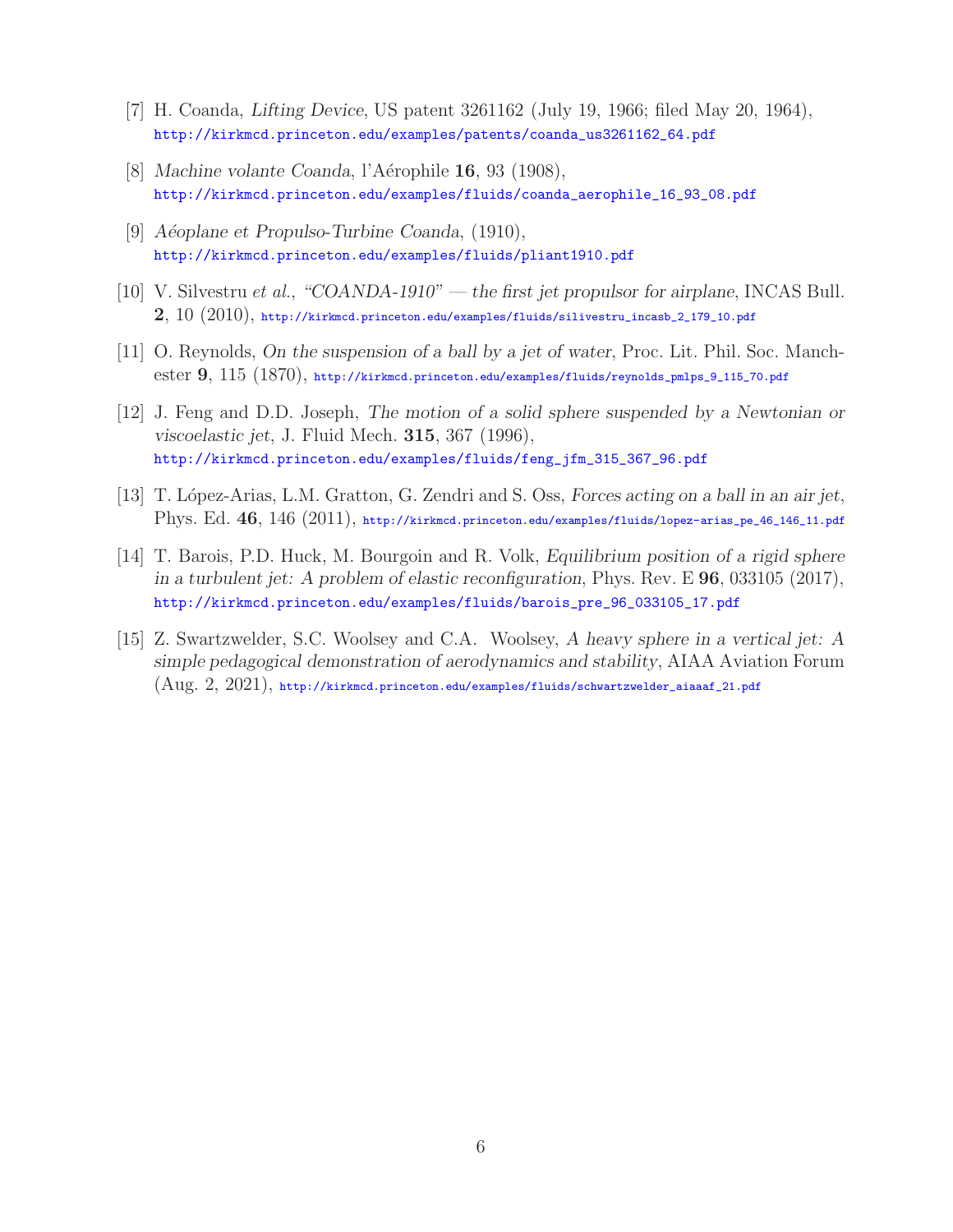[7] H. Coanda, *Lifting Device*, US patent 3261162 (July 19, 1966; filed May 20, 1964), http://kirkmcd.princeton.edu/examples/patents/coanda_us3261162_64.pdf

[8] *Machine volante Coanda*, l'Aérophile **16**, 93 (1908), http://kirkmcd.princeton.edu/examples/fluids/coanda_aerophile_16_93_08.pdf

[9] *Aéoplane et Propulso-Turbine Coanda*, (1910), http://kirkmcd.princeton.edu/examples/fluids/pliant1910.pdf

[10] V. Silvestru *et al.*, *"COANDA-1910" — the first jet propulsor for airplane*, INCAS Bull. **2**, 10 (2010), http://kirkmcd.princeton.edu/examples/fluids/silivestru_incasb_2_179_10.pdf

[11] O. Reynolds, *On the suspension of a ball by a jet of water*, Proc. Lit. Phil. Soc. Manchester **9**, 115 (1870), http://kirkmcd.princeton.edu/examples/fluids/reynolds_pmlps_9_115_70.pdf

[12] J. Feng and D.D. Joseph, *The motion of a solid sphere suspended by a Newtonian or viscoelastic jet*, J. Fluid Mech. **315**, 367 (1996), http://kirkmcd.princeton.edu/examples/fluids/feng_jfm_315_367_96.pdf

[13] T. López-Arias, L.M. Gratton, G. Zendri and S. Oss, *Forces acting on a ball in an air jet*, Phys. Ed. **46**, 146 (2011), http://kirkmcd.princeton.edu/examples/fluids/lopez-arias_pe_46_146_11.pdf

[14] T. Barois, P.D. Huck, M. Bourgoin and R. Volk, *Equilibrium position of a rigid sphere in a turbulent jet: A problem of elastic reconfiguration*, Phys. Rev. E **96**, 033105 (2017), http://kirkmcd.princeton.edu/examples/fluids/barois_pre_96_033105_17.pdf

[15] Z. Swartzwelder, S.C. Woolsey and C.A. Woolsey, *A heavy sphere in a vertical jet: A simple pedagogical demonstration of aerodynamics and stability*, AIAA Aviation Forum (Aug. 2, 2021), http://kirkmcd.princeton.edu/examples/fluids/schwartzwelder_aiaaaf_21.pdf